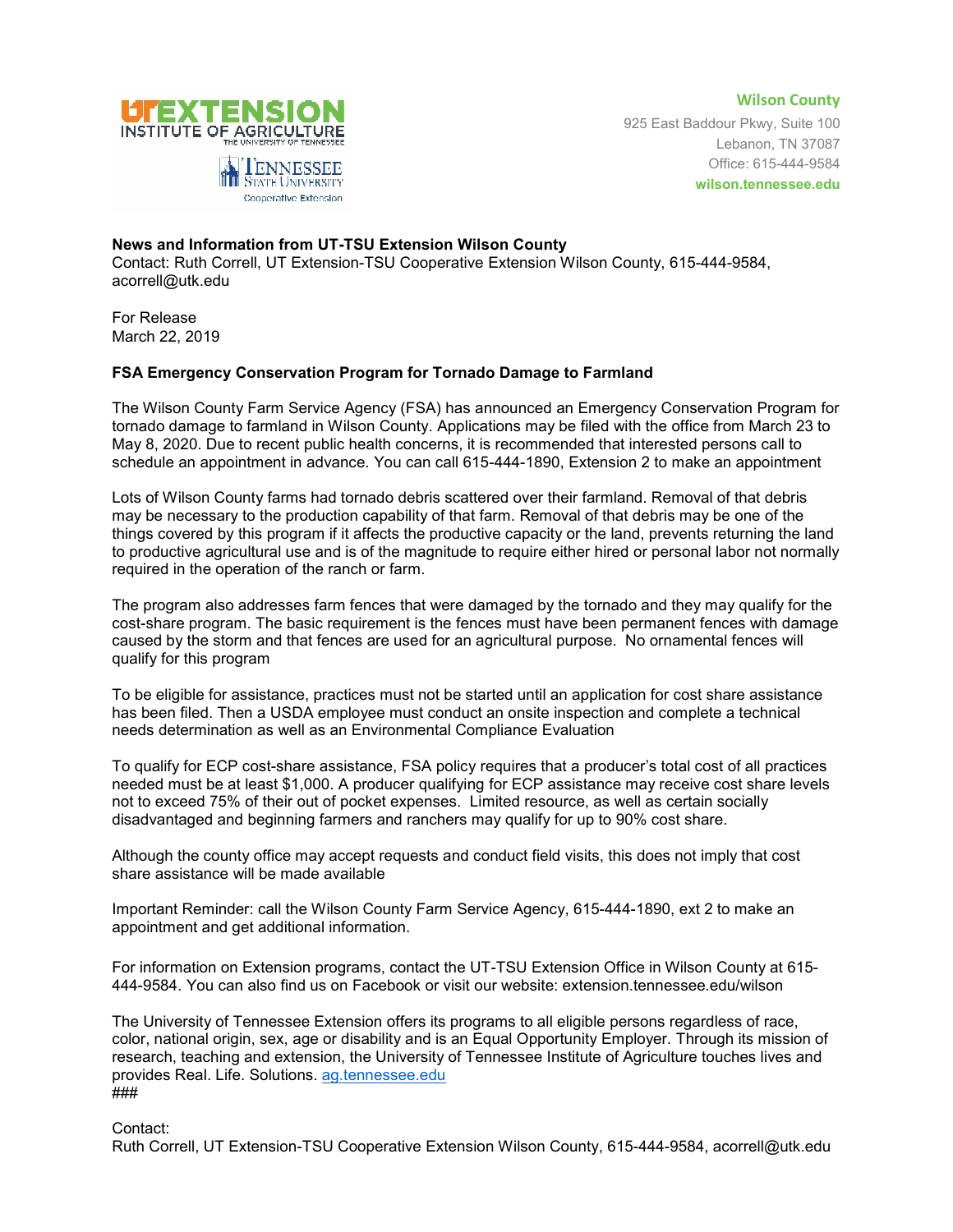UT EXTENSION
INSTITUTE OF AGRICULTURE
THE UNIVERSITY OF TENNESSEE

TENNESSEE STATE UNIVERSITY
Cooperative Extension

**Wilson County**
925 East Baddour Pkwy, Suite 100
Lebanon, TN 37087
Office: 615-444-9584
**wilson.tennessee.edu**

**News and Information from UT-TSU Extension Wilson County**
Contact: Ruth Correll, UT Extension-TSU Cooperative Extension Wilson County, 615-444-9584, acorrell@utk.edu

For Release
March 22, 2019

**FSA Emergency Conservation Program for Tornado Damage to Farmland**

The Wilson County Farm Service Agency (FSA) has announced an Emergency Conservation Program for tornado damage to farmland in Wilson County. Applications may be filed with the office from March 23 to May 8, 2020. Due to recent public health concerns, it is recommended that interested persons call to schedule an appointment in advance. You can call 615-444-1890, Extension 2 to make an appointment

Lots of Wilson County farms had tornado debris scattered over their farmland. Removal of that debris may be necessary to the production capability of that farm. Removal of that debris may be one of the things covered by this program if it affects the productive capacity or the land, prevents returning the land to productive agricultural use and is of the magnitude to require either hired or personal labor not normally required in the operation of the ranch or farm.

The program also addresses farm fences that were damaged by the tornado and they may qualify for the cost-share program. The basic requirement is the fences must have been permanent fences with damage caused by the storm and that fences are used for an agricultural purpose. No ornamental fences will qualify for this program

To be eligible for assistance, practices must not be started until an application for cost share assistance has been filed. Then a USDA employee must conduct an onsite inspection and complete a technical needs determination as well as an Environmental Compliance Evaluation

To qualify for ECP cost-share assistance, FSA policy requires that a producer's total cost of all practices needed must be at least $1,000. A producer qualifying for ECP assistance may receive cost share levels not to exceed 75% of their out of pocket expenses. Limited resource, as well as certain socially disadvantaged and beginning farmers and ranchers may qualify for up to 90% cost share.

Although the county office may accept requests and conduct field visits, this does not imply that cost share assistance will be made available

Important Reminder: call the Wilson County Farm Service Agency, 615-444-1890, ext 2 to make an appointment and get additional information.

For information on Extension programs, contact the UT-TSU Extension Office in Wilson County at 615-444-9584. You can also find us on Facebook or visit our website: extension.tennessee.edu/wilson

The University of Tennessee Extension offers its programs to all eligible persons regardless of race, color, national origin, sex, age or disability and is an Equal Opportunity Employer. Through its mission of research, teaching and extension, the University of Tennessee Institute of Agriculture touches lives and provides Real. Life. Solutions. ag.tennessee.edu
###

Contact:
Ruth Correll, UT Extension-TSU Cooperative Extension Wilson County, 615-444-9584, acorrell@utk.edu